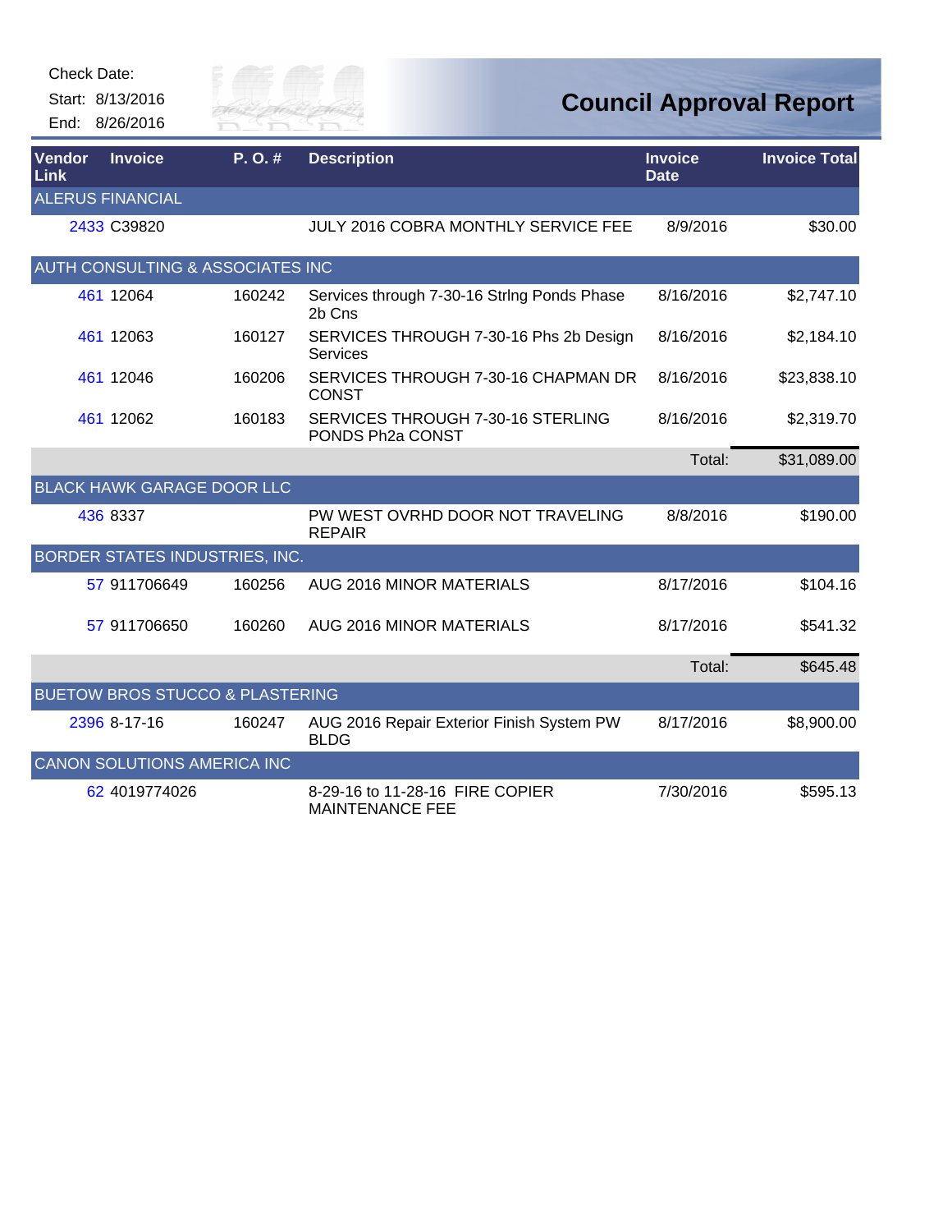Check Date:

Start: 8/13/2016

End: 8/26/2016

# Council Approval Report

| Vendor Link | Invoice | P. O. # | Description | Invoice Date | Invoice Total |
|---|---|---|---|---|---|
| ALERUS FINANCIAL | | | | | |
| 2433 | C39820 | | JULY 2016 COBRA MONTHLY SERVICE FEE | 8/9/2016 | $30.00 |
| AUTH CONSULTING & ASSOCIATES INC | | | | | |
| 461 | 12064 | 160242 | Services through 7-30-16 Strlng Ponds Phase 2b Cns | 8/16/2016 | $2,747.10 |
| 461 | 12063 | 160127 | SERVICES THROUGH 7-30-16 Phs 2b Design Services | 8/16/2016 | $2,184.10 |
| 461 | 12046 | 160206 | SERVICES THROUGH 7-30-16 CHAPMAN DR CONST | 8/16/2016 | $23,838.10 |
| 461 | 12062 | 160183 | SERVICES THROUGH 7-30-16 STERLING PONDS Ph2a CONST | 8/16/2016 | $2,319.70 |
| | | | | Total: | $31,089.00 |
| BLACK HAWK GARAGE DOOR LLC | | | | | |
| 436 | 8337 | | PW WEST OVRHD DOOR NOT TRAVELING REPAIR | 8/8/2016 | $190.00 |
| BORDER STATES INDUSTRIES, INC. | | | | | |
| 57 | 911706649 | 160256 | AUG 2016 MINOR MATERIALS | 8/17/2016 | $104.16 |
| 57 | 911706650 | 160260 | AUG 2016 MINOR MATERIALS | 8/17/2016 | $541.32 |
| | | | | Total: | $645.48 |
| BUETOW BROS STUCCO & PLASTERING | | | | | |
| 2396 | 8-17-16 | 160247 | AUG 2016 Repair Exterior Finish System PW BLDG | 8/17/2016 | $8,900.00 |
| CANON SOLUTIONS AMERICA INC | | | | | |
| 62 | 4019774026 | | 8-29-16 to 11-28-16 FIRE COPIER MAINTENANCE FEE | 7/30/2016 | $595.13 |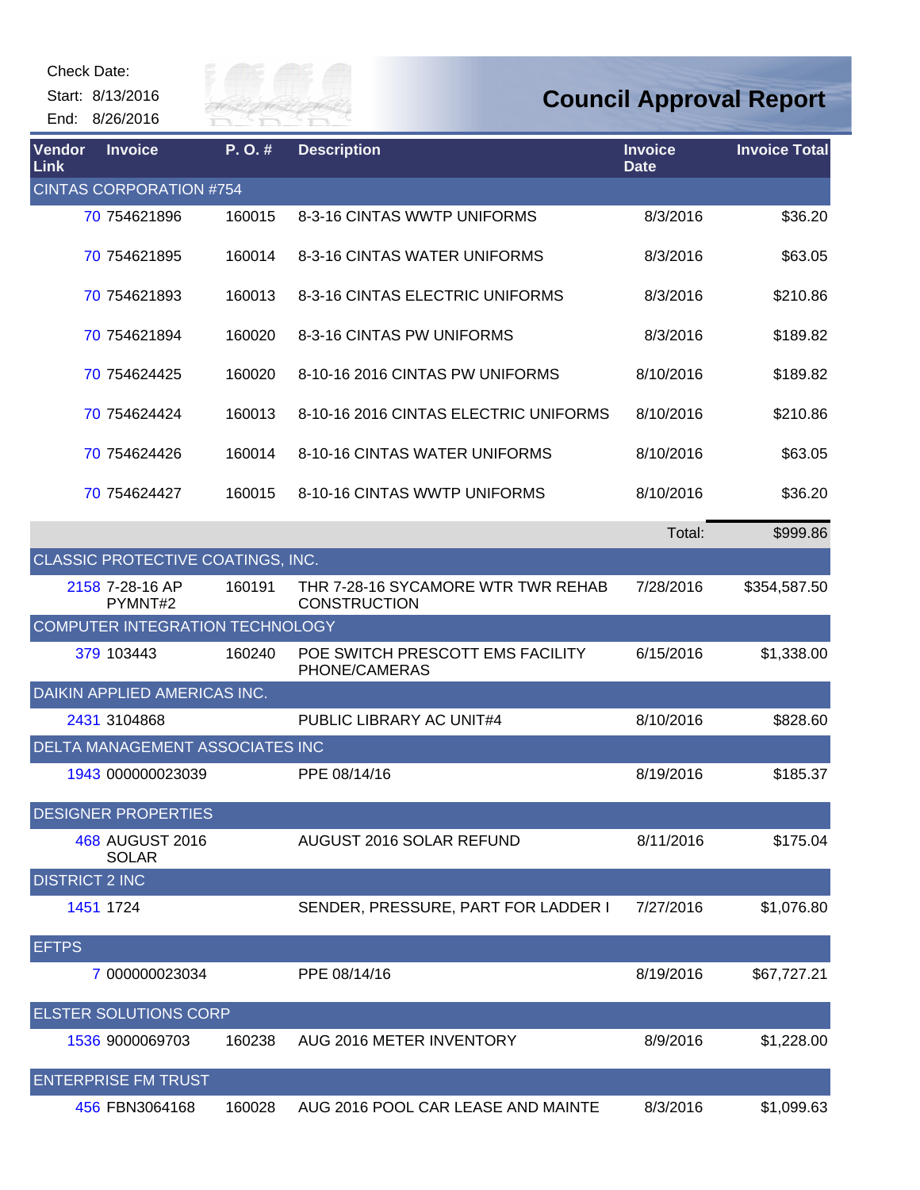Check Date:

Start: 8/13/2016

End: 8/26/2016

# Council Approval Report

| Vendor Link | Invoice | P. O. # | Description | Invoice Date | Invoice Total |
|---|---|---|---|---|---|
| **CINTAS CORPORATION #754** | | | | | |
| 70 | 754621896 | 160015 | 8-3-16 CINTAS WWTP UNIFORMS | 8/3/2016 | $36.20 |
| 70 | 754621895 | 160014 | 8-3-16 CINTAS WATER UNIFORMS | 8/3/2016 | $63.05 |
| 70 | 754621893 | 160013 | 8-3-16 CINTAS ELECTRIC UNIFORMS | 8/3/2016 | $210.86 |
| 70 | 754621894 | 160020 | 8-3-16 CINTAS PW UNIFORMS | 8/3/2016 | $189.82 |
| 70 | 754624425 | 160020 | 8-10-16 2016 CINTAS PW UNIFORMS | 8/10/2016 | $189.82 |
| 70 | 754624424 | 160013 | 8-10-16 2016 CINTAS ELECTRIC UNIFORMS | 8/10/2016 | $210.86 |
| 70 | 754624426 | 160014 | 8-10-16 CINTAS WATER UNIFORMS | 8/10/2016 | $63.05 |
| 70 | 754624427 | 160015 | 8-10-16 CINTAS WWTP UNIFORMS | 8/10/2016 | $36.20 |
| | | | | Total: | $999.86 |
| **CLASSIC PROTECTIVE COATINGS, INC.** | | | | | |
| 2158 | 7-28-16 AP PYMNT#2 | 160191 | THR 7-28-16 SYCAMORE WTR TWR REHAB CONSTRUCTION | 7/28/2016 | $354,587.50 |
| **COMPUTER INTEGRATION TECHNOLOGY** | | | | | |
| 379 | 103443 | 160240 | POE SWITCH PRESCOTT EMS FACILITY PHONE/CAMERAS | 6/15/2016 | $1,338.00 |
| **DAIKIN APPLIED AMERICAS INC.** | | | | | |
| 2431 | 3104868 | | PUBLIC LIBRARY AC UNIT#4 | 8/10/2016 | $828.60 |
| **DELTA MANAGEMENT ASSOCIATES INC** | | | | | |
| 1943 | 000000023039 | | PPE 08/14/16 | 8/19/2016 | $185.37 |
| **DESIGNER PROPERTIES** | | | | | |
| 468 | AUGUST 2016 SOLAR | | AUGUST 2016 SOLAR REFUND | 8/11/2016 | $175.04 |
| **DISTRICT 2 INC** | | | | | |
| 1451 | 1724 | | SENDER, PRESSURE, PART FOR LADDER I | 7/27/2016 | $1,076.80 |
| **EFTPS** | | | | | |
| 7 | 000000023034 | | PPE 08/14/16 | 8/19/2016 | $67,727.21 |
| **ELSTER SOLUTIONS CORP** | | | | | |
| 1536 | 9000069703 | 160238 | AUG 2016 METER INVENTORY | 8/9/2016 | $1,228.00 |
| **ENTERPRISE FM TRUST** | | | | | |
| 456 | FBN3064168 | 160028 | AUG 2016 POOL CAR LEASE AND MAINTE | 8/3/2016 | $1,099.63 |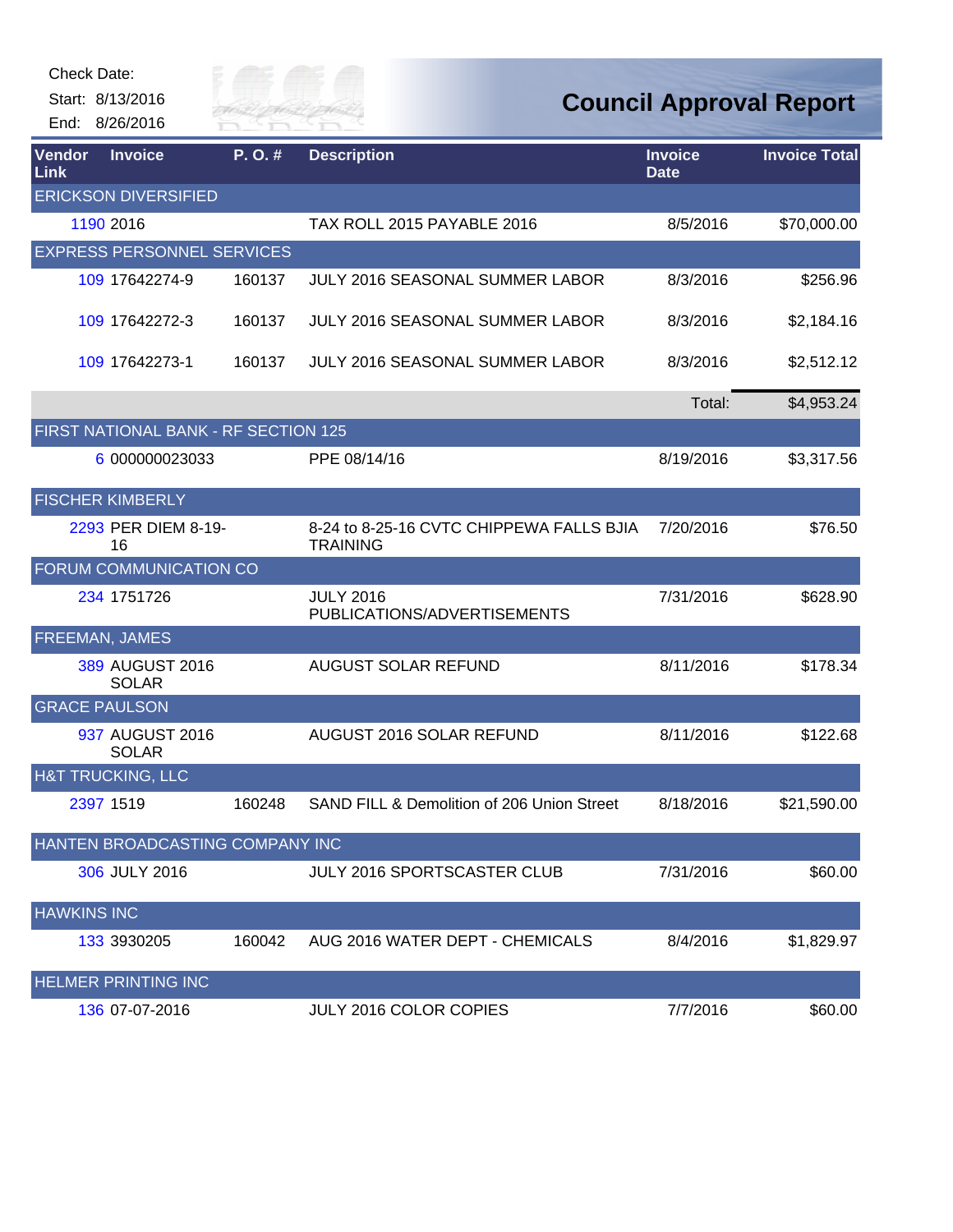Check Date:

Start: 8/13/2016

End: 8/26/2016

# Council Approval Report

| Vendor Link | Invoice | P. O. # | Description | Invoice Date | Invoice Total |
|---|---|---|---|---|---|
| ERICKSON DIVERSIFIED | | | | | |
| 1190 | 2016 | | TAX ROLL 2015 PAYABLE 2016 | 8/5/2016 | $70,000.00 |
| EXPRESS PERSONNEL SERVICES | | | | | |
| 109 | 17642274-9 | 160137 | JULY 2016 SEASONAL SUMMER LABOR | 8/3/2016 | $256.96 |
| 109 | 17642272-3 | 160137 | JULY 2016 SEASONAL SUMMER LABOR | 8/3/2016 | $2,184.16 |
| 109 | 17642273-1 | 160137 | JULY 2016 SEASONAL SUMMER LABOR | 8/3/2016 | $2,512.12 |
| | | | | Total: | $4,953.24 |
| FIRST NATIONAL BANK - RF SECTION 125 | | | | | |
| 6 | 000000023033 | | PPE 08/14/16 | 8/19/2016 | $3,317.56 |
| FISCHER KIMBERLY | | | | | |
| 2293 | PER DIEM 8-19-16 | | 8-24 to 8-25-16 CVTC CHIPPEWA FALLS BJIA TRAINING | 7/20/2016 | $76.50 |
| FORUM COMMUNICATION CO | | | | | |
| 234 | 1751726 | | JULY 2016 PUBLICATIONS/ADVERTISEMENTS | 7/31/2016 | $628.90 |
| FREEMAN, JAMES | | | | | |
| 389 | AUGUST 2016 SOLAR | | AUGUST SOLAR REFUND | 8/11/2016 | $178.34 |
| GRACE PAULSON | | | | | |
| 937 | AUGUST 2016 SOLAR | | AUGUST 2016 SOLAR REFUND | 8/11/2016 | $122.68 |
| H&T TRUCKING, LLC | | | | | |
| 2397 | 1519 | 160248 | SAND FILL & Demolition of 206 Union Street | 8/18/2016 | $21,590.00 |
| HANTEN BROADCASTING COMPANY INC | | | | | |
| 306 | JULY 2016 | | JULY 2016 SPORTSCASTER CLUB | 7/31/2016 | $60.00 |
| HAWKINS INC | | | | | |
| 133 | 3930205 | 160042 | AUG 2016 WATER DEPT - CHEMICALS | 8/4/2016 | $1,829.97 |
| HELMER PRINTING INC | | | | | |
| 136 | 07-07-2016 | | JULY 2016 COLOR COPIES | 7/7/2016 | $60.00 |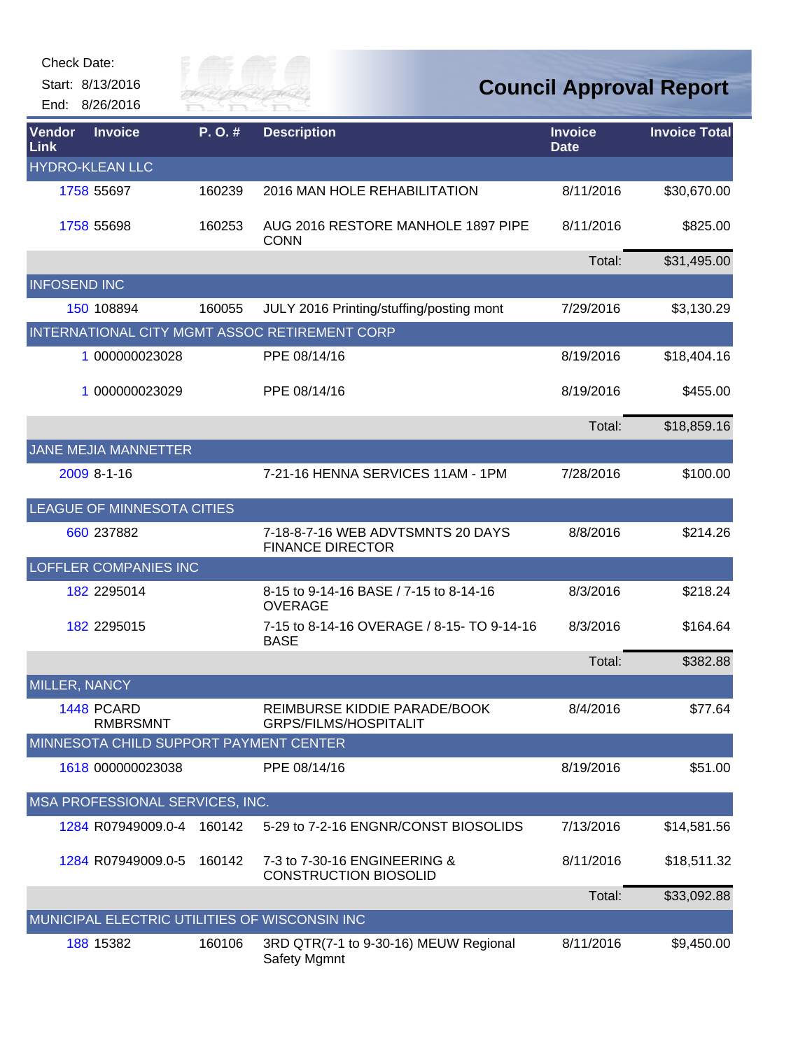Check Date:
Start: 8/13/2016
End: 8/26/2016

# Council Approval Report

| Vendor Link | Invoice | P. O. # | Description | Invoice Date | Invoice Total |
|---|---|---|---|---|---|
| HYDRO-KLEAN LLC | | | | | |
| 1758 | 55697 | 160239 | 2016 MAN HOLE REHABILITATION | 8/11/2016 | $30,670.00 |
| 1758 | 55698 | 160253 | AUG 2016 RESTORE MANHOLE 1897 PIPE CONN | 8/11/2016 | $825.00 |
| | | | | Total: | $31,495.00 |
| INFOSEND INC | | | | | |
| 150 | 108894 | 160055 | JULY 2016 Printing/stuffing/posting mont | 7/29/2016 | $3,130.29 |
| INTERNATIONAL CITY MGMT ASSOC RETIREMENT CORP | | | | | |
| 1 | 000000023028 | | PPE 08/14/16 | 8/19/2016 | $18,404.16 |
| 1 | 000000023029 | | PPE 08/14/16 | 8/19/2016 | $455.00 |
| | | | | Total: | $18,859.16 |
| JANE MEJIA MANNETTER | | | | | |
| 2009 | 8-1-16 | | 7-21-16 HENNA SERVICES 11AM - 1PM | 7/28/2016 | $100.00 |
| LEAGUE OF MINNESOTA CITIES | | | | | |
| 660 | 237882 | | 7-18-8-7-16 WEB ADVTSMNTS 20 DAYS FINANCE DIRECTOR | 8/8/2016 | $214.26 |
| LOFFLER COMPANIES INC | | | | | |
| 182 | 2295014 | | 8-15 to 9-14-16 BASE / 7-15 to 8-14-16 OVERAGE | 8/3/2016 | $218.24 |
| 182 | 2295015 | | 7-15 to 8-14-16 OVERAGE / 8-15- TO 9-14-16 BASE | 8/3/2016 | $164.64 |
| | | | | Total: | $382.88 |
| MILLER, NANCY | | | | | |
| 1448 | PCARD RMBRSMNT | | REIMBURSE KIDDIE PARADE/BOOK GRPS/FILMS/HOSPITALIT | 8/4/2016 | $77.64 |
| MINNESOTA CHILD SUPPORT PAYMENT CENTER | | | | | |
| 1618 | 000000023038 | | PPE 08/14/16 | 8/19/2016 | $51.00 |
| MSA PROFESSIONAL SERVICES, INC. | | | | | |
| 1284 | R07949009.0-4 | 160142 | 5-29 to 7-2-16 ENGNR/CONST BIOSOLIDS | 7/13/2016 | $14,581.56 |
| 1284 | R07949009.0-5 | 160142 | 7-3 to 7-30-16 ENGINEERING & CONSTRUCTION BIOSOLID | 8/11/2016 | $18,511.32 |
| | | | | Total: | $33,092.88 |
| MUNICIPAL ELECTRIC UTILITIES OF WISCONSIN INC | | | | | |
| 188 | 15382 | 160106 | 3RD QTR(7-1 to 9-30-16) MEUW Regional Safety Mgmnt | 8/11/2016 | $9,450.00 |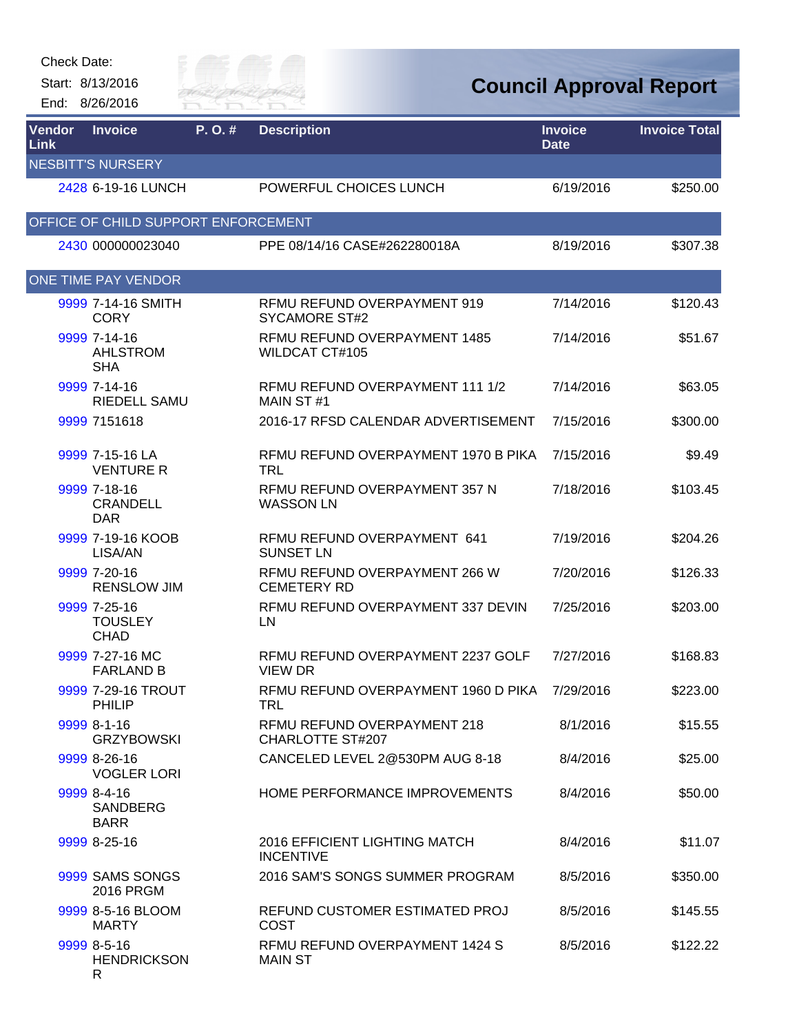Check Date:

Start: 8/13/2016

End: 8/26/2016

# Council Approval Report

| Vendor Link | Invoice | P. O. # | Description | Invoice Date | Invoice Total |
|---|---|---|---|---|---|
| NESBITT'S NURSERY | | | | | |
| 2428 | 6-19-16 LUNCH | | POWERFUL CHOICES LUNCH | 6/19/2016 | $250.00 |
| OFFICE OF CHILD SUPPORT ENFORCEMENT | | | | | |
| 2430 | 000000023040 | | PPE 08/14/16 CASE#262280018A | 8/19/2016 | $307.38 |
| ONE TIME PAY VENDOR | | | | | |
| 9999 | 7-14-16 SMITH CORY | | RFMU REFUND OVERPAYMENT 919 SYCAMORE ST#2 | 7/14/2016 | $120.43 |
| 9999 | 7-14-16 AHLSTROM SHA | | RFMU REFUND OVERPAYMENT 1485 WILDCAT CT#105 | 7/14/2016 | $51.67 |
| 9999 | 7-14-16 RIEDELL SAMU | | RFMU REFUND OVERPAYMENT 111 1/2 MAIN ST #1 | 7/14/2016 | $63.05 |
| 9999 | 7151618 | | 2016-17 RFSD CALENDAR ADVERTISEMENT | 7/15/2016 | $300.00 |
| 9999 | 7-15-16 LA VENTURE R | | RFMU REFUND OVERPAYMENT 1970 B PIKA TRL | 7/15/2016 | $9.49 |
| 9999 | 7-18-16 CRANDELL DAR | | RFMU REFUND OVERPAYMENT 357 N WASSON LN | 7/18/2016 | $103.45 |
| 9999 | 7-19-16 KOOB LISA/AN | | RFMU REFUND OVERPAYMENT 641 SUNSET LN | 7/19/2016 | $204.26 |
| 9999 | 7-20-16 RENSLOW JIM | | RFMU REFUND OVERPAYMENT 266 W CEMETERY RD | 7/20/2016 | $126.33 |
| 9999 | 7-25-16 TOUSLEY CHAD | | RFMU REFUND OVERPAYMENT 337 DEVIN LN | 7/25/2016 | $203.00 |
| 9999 | 7-27-16 MC FARLAND B | | RFMU REFUND OVERPAYMENT 2237 GOLF VIEW DR | 7/27/2016 | $168.83 |
| 9999 | 7-29-16 TROUT PHILIP | | RFMU REFUND OVERPAYMENT 1960 D PIKA TRL | 7/29/2016 | $223.00 |
| 9999 | 8-1-16 GRZYBOWSKI | | RFMU REFUND OVERPAYMENT 218 CHARLOTTE ST#207 | 8/1/2016 | $15.55 |
| 9999 | 8-26-16 VOGLER LORI | | CANCELED LEVEL 2@530PM AUG 8-18 | 8/4/2016 | $25.00 |
| 9999 | 8-4-16 SANDBERG BARR | | HOME PERFORMANCE IMPROVEMENTS | 8/4/2016 | $50.00 |
| 9999 | 8-25-16 | | 2016 EFFICIENT LIGHTING MATCH INCENTIVE | 8/4/2016 | $11.07 |
| 9999 | SAMS SONGS 2016 PRGM | | 2016 SAM'S SONGS SUMMER PROGRAM | 8/5/2016 | $350.00 |
| 9999 | 8-5-16 BLOOM MARTY | | REFUND CUSTOMER ESTIMATED PROJ COST | 8/5/2016 | $145.55 |
| 9999 | 8-5-16 HENDRICKSON R | | RFMU REFUND OVERPAYMENT 1424 S MAIN ST | 8/5/2016 | $122.22 |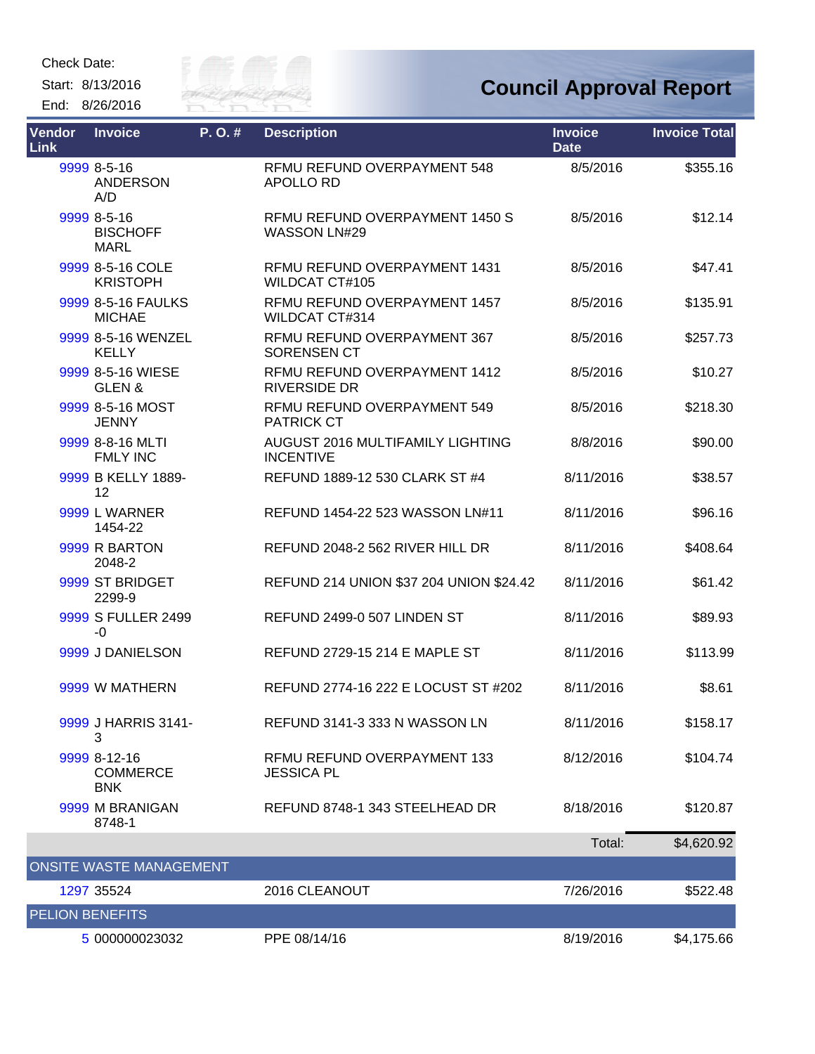Check Date:

Start: 8/13/2016

End: 8/26/2016

# Council Approval Report

| Vendor Link | Invoice | P. O. # | Description | Invoice Date | Invoice Total |
|---|---|---|---|---|---|
| 9999 | 8-5-16 ANDERSON A/D | | RFMU REFUND OVERPAYMENT 548 APOLLO RD | 8/5/2016 | $355.16 |
| 9999 | 8-5-16 BISCHOFF MARL | | RFMU REFUND OVERPAYMENT 1450 S WASSON LN#29 | 8/5/2016 | $12.14 |
| 9999 | 8-5-16 COLE KRISTOPH | | RFMU REFUND OVERPAYMENT 1431 WILDCAT CT#105 | 8/5/2016 | $47.41 |
| 9999 | 8-5-16 FAULKS MICHAE | | RFMU REFUND OVERPAYMENT 1457 WILDCAT CT#314 | 8/5/2016 | $135.91 |
| 9999 | 8-5-16 WENZEL KELLY | | RFMU REFUND OVERPAYMENT 367 SORENSEN CT | 8/5/2016 | $257.73 |
| 9999 | 8-5-16 WIESE GLEN & | | RFMU REFUND OVERPAYMENT 1412 RIVERSIDE DR | 8/5/2016 | $10.27 |
| 9999 | 8-5-16 MOST JENNY | | RFMU REFUND OVERPAYMENT 549 PATRICK CT | 8/5/2016 | $218.30 |
| 9999 | 8-8-16 MLTI FMLY INC | | AUGUST 2016 MULTIFAMILY LIGHTING INCENTIVE | 8/8/2016 | $90.00 |
| 9999 | B KELLY 1889-12 | | REFUND 1889-12 530 CLARK ST #4 | 8/11/2016 | $38.57 |
| 9999 | L WARNER 1454-22 | | REFUND 1454-22 523 WASSON LN#11 | 8/11/2016 | $96.16 |
| 9999 | R BARTON 2048-2 | | REFUND 2048-2 562 RIVER HILL DR | 8/11/2016 | $408.64 |
| 9999 | ST BRIDGET 2299-9 | | REFUND 214 UNION $37 204 UNION $24.42 | 8/11/2016 | $61.42 |
| 9999 | S FULLER 2499 -0 | | REFUND 2499-0 507 LINDEN ST | 8/11/2016 | $89.93 |
| 9999 | J DANIELSON | | REFUND 2729-15 214 E MAPLE ST | 8/11/2016 | $113.99 |
| 9999 | W MATHERN | | REFUND 2774-16 222 E LOCUST ST #202 | 8/11/2016 | $8.61 |
| 9999 | J HARRIS 3141-3 | | REFUND 3141-3 333 N WASSON LN | 8/11/2016 | $158.17 |
| 9999 | 8-12-16 COMMERCE BNK | | RFMU REFUND OVERPAYMENT 133 JESSICA PL | 8/12/2016 | $104.74 |
| 9999 | M BRANIGAN 8748-1 | | REFUND 8748-1 343 STEELHEAD DR | 8/18/2016 | $120.87 |
| | | | | Total: | $4,620.92 |
| **ONSITE WASTE MANAGEMENT** | | | | | |
| 1297 | 35524 | | 2016 CLEANOUT | 7/26/2016 | $522.48 |
| **PELION BENEFITS** | | | | | |
| 5 | 000000023032 | | PPE 08/14/16 | 8/19/2016 | $4,175.66 |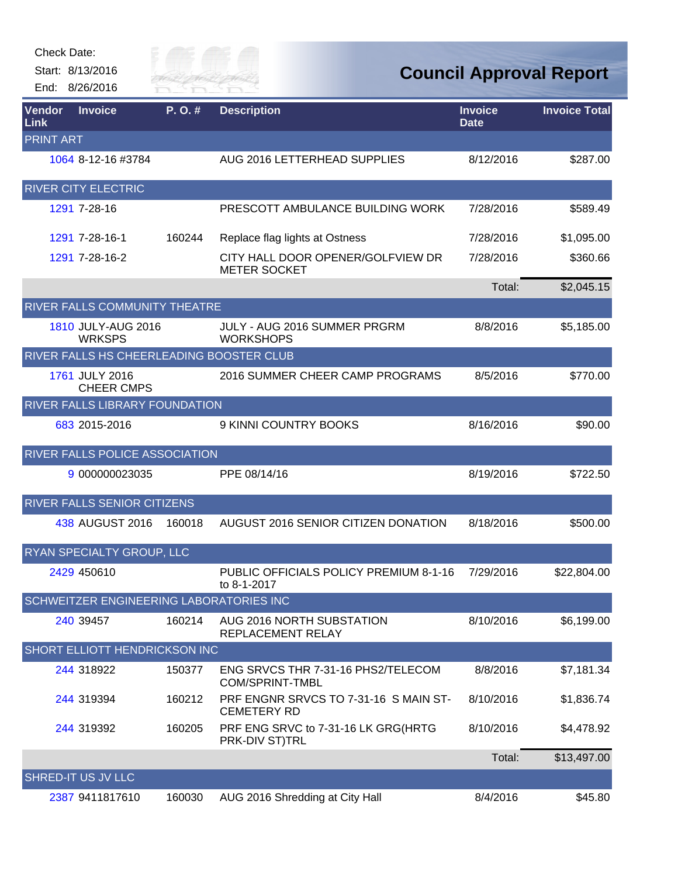Check Date:

Start: 8/13/2016

End: 8/26/2016

# Council Approval Report

| Vendor Link | Invoice | P. O. # | Description | Invoice Date | Invoice Total |
|---|---|---|---|---|---|
| PRINT ART | | | | | |
| 1064 | 8-12-16 #3784 | | AUG 2016 LETTERHEAD SUPPLIES | 8/12/2016 | $287.00 |
| RIVER CITY ELECTRIC | | | | | |
| 1291 | 7-28-16 | | PRESCOTT AMBULANCE BUILDING WORK | 7/28/2016 | $589.49 |
| 1291 | 7-28-16-1 | 160244 | Replace flag lights at Ostness | 7/28/2016 | $1,095.00 |
| 1291 | 7-28-16-2 | | CITY HALL DOOR OPENER/GOLFVIEW DR METER SOCKET | 7/28/2016 | $360.66 |
| | | | | Total: | $2,045.15 |
| RIVER FALLS COMMUNITY THEATRE | | | | | |
| 1810 | JULY-AUG 2016 WRKSPS | | JULY - AUG 2016 SUMMER PRGRM WORKSHOPS | 8/8/2016 | $5,185.00 |
| RIVER FALLS HS CHEERLEADING BOOSTER CLUB | | | | | |
| 1761 | JULY 2016 CHEER CMPS | | 2016 SUMMER CHEER CAMP PROGRAMS | 8/5/2016 | $770.00 |
| RIVER FALLS LIBRARY FOUNDATION | | | | | |
| 683 | 2015-2016 | | 9 KINNI COUNTRY BOOKS | 8/16/2016 | $90.00 |
| RIVER FALLS POLICE ASSOCIATION | | | | | |
| 9 | 000000023035 | | PPE 08/14/16 | 8/19/2016 | $722.50 |
| RIVER FALLS SENIOR CITIZENS | | | | | |
| 438 | AUGUST 2016 | 160018 | AUGUST 2016 SENIOR CITIZEN DONATION | 8/18/2016 | $500.00 |
| RYAN SPECIALTY GROUP, LLC | | | | | |
| 2429 | 450610 | | PUBLIC OFFICIALS POLICY PREMIUM 8-1-16 to 8-1-2017 | 7/29/2016 | $22,804.00 |
| SCHWEITZER ENGINEERING LABORATORIES INC | | | | | |
| 240 | 39457 | 160214 | AUG 2016 NORTH SUBSTATION REPLACEMENT RELAY | 8/10/2016 | $6,199.00 |
| SHORT ELLIOTT HENDRICKSON INC | | | | | |
| 244 | 318922 | 150377 | ENG SRVCS THR 7-31-16 PHS2/TELECOM COM/SPRINT-TMBL | 8/8/2016 | $7,181.34 |
| 244 | 319394 | 160212 | PRF ENGNR SRVCS TO 7-31-16 S MAIN ST-CEMETERY RD | 8/10/2016 | $1,836.74 |
| 244 | 319392 | 160205 | PRF ENG SRVC to 7-31-16 LK GRG(HRTG PRK-DIV ST)TRL | 8/10/2016 | $4,478.92 |
| | | | | Total: | $13,497.00 |
| SHRED-IT US JV LLC | | | | | |
| 2387 | 9411817610 | 160030 | AUG 2016 Shredding at City Hall | 8/4/2016 | $45.80 |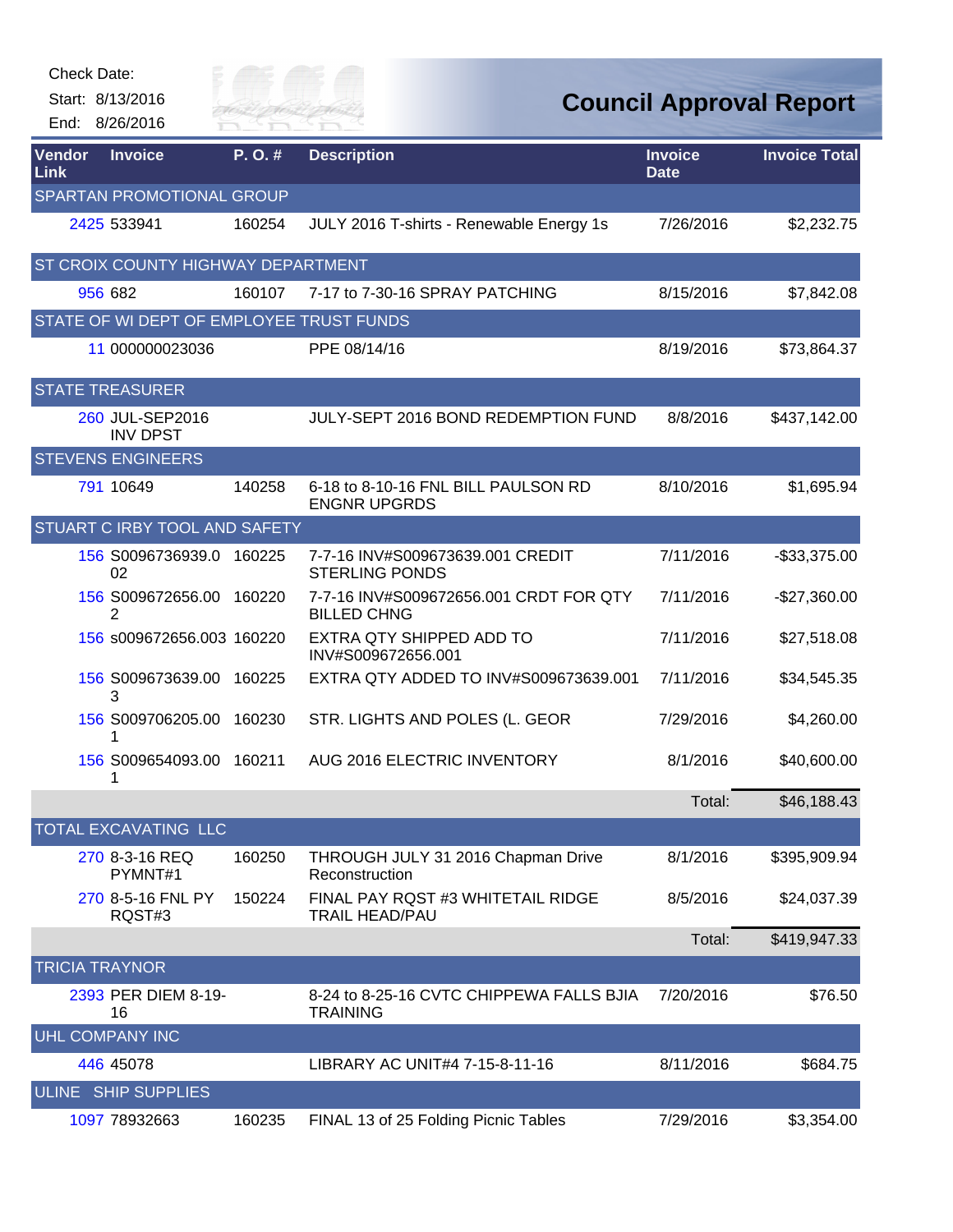Check Date:
Start: 8/13/2016
End: 8/26/2016

# Council Approval Report

| Vendor Link | Invoice | P. O. # | Description | Invoice Date | Invoice Total |
|---|---|---|---|---|---|
| SPARTAN PROMOTIONAL GROUP | | | | | |
| 2425 | 533941 | 160254 | JULY 2016 T-shirts - Renewable Energy 1s | 7/26/2016 | $2,232.75 |
| ST CROIX COUNTY HIGHWAY DEPARTMENT | | | | | |
| 956 | 682 | 160107 | 7-17 to 7-30-16 SPRAY PATCHING | 8/15/2016 | $7,842.08 |
| STATE OF WI DEPT OF EMPLOYEE TRUST FUNDS | | | | | |
| 11 | 000000023036 | | PPE 08/14/16 | 8/19/2016 | $73,864.37 |
| STATE TREASURER | | | | | |
| 260 | JUL-SEP2016 INV DPST | | JULY-SEPT 2016 BOND REDEMPTION FUND | 8/8/2016 | $437,142.00 |
| STEVENS ENGINEERS | | | | | |
| 791 | 10649 | 140258 | 6-18 to 8-10-16 FNL BILL PAULSON RD ENGNR UPGRDS | 8/10/2016 | $1,695.94 |
| STUART C IRBY TOOL AND SAFETY | | | | | |
| 156 | S0096736939.002 | 160225 | 7-7-16 INV#S009673639.001 CREDIT STERLING PONDS | 7/11/2016 | -$33,375.00 |
| 156 | S009672656.002 | 160220 | 7-7-16 INV#S009672656.001 CRDT FOR QTY BILLED CHNG | 7/11/2016 | -$27,360.00 |
| 156 | s009672656.003 | 160220 | EXTRA QTY SHIPPED ADD TO INV#S009672656.001 | 7/11/2016 | $27,518.08 |
| 156 | S009673639.003 | 160225 | EXTRA QTY ADDED TO INV#S009673639.001 | 7/11/2016 | $34,545.35 |
| 156 | S009706205.001 | 160230 | STR. LIGHTS AND POLES (L. GEOR | 7/29/2016 | $4,260.00 |
| 156 | S009654093.001 | 160211 | AUG 2016 ELECTRIC INVENTORY | 8/1/2016 | $40,600.00 |
| | | | | Total: | $46,188.43 |
| TOTAL EXCAVATING LLC | | | | | |
| 270 | 8-3-16 REQ PYMNT#1 | 160250 | THROUGH JULY 31 2016 Chapman Drive Reconstruction | 8/1/2016 | $395,909.94 |
| 270 | 8-5-16 FNL PY RQST#3 | 150224 | FINAL PAY RQST #3 WHITETAIL RIDGE TRAIL HEAD/PAU | 8/5/2016 | $24,037.39 |
| | | | | Total: | $419,947.33 |
| TRICIA TRAYNOR | | | | | |
| 2393 | PER DIEM 8-19-16 | | 8-24 to 8-25-16 CVTC CHIPPEWA FALLS BJIA TRAINING | 7/20/2016 | $76.50 |
| UHL COMPANY INC | | | | | |
| 446 | 45078 | | LIBRARY AC UNIT#4 7-15-8-11-16 | 8/11/2016 | $684.75 |
| ULINE SHIP SUPPLIES | | | | | |
| 1097 | 78932663 | 160235 | FINAL 13 of 25 Folding Picnic Tables | 7/29/2016 | $3,354.00 |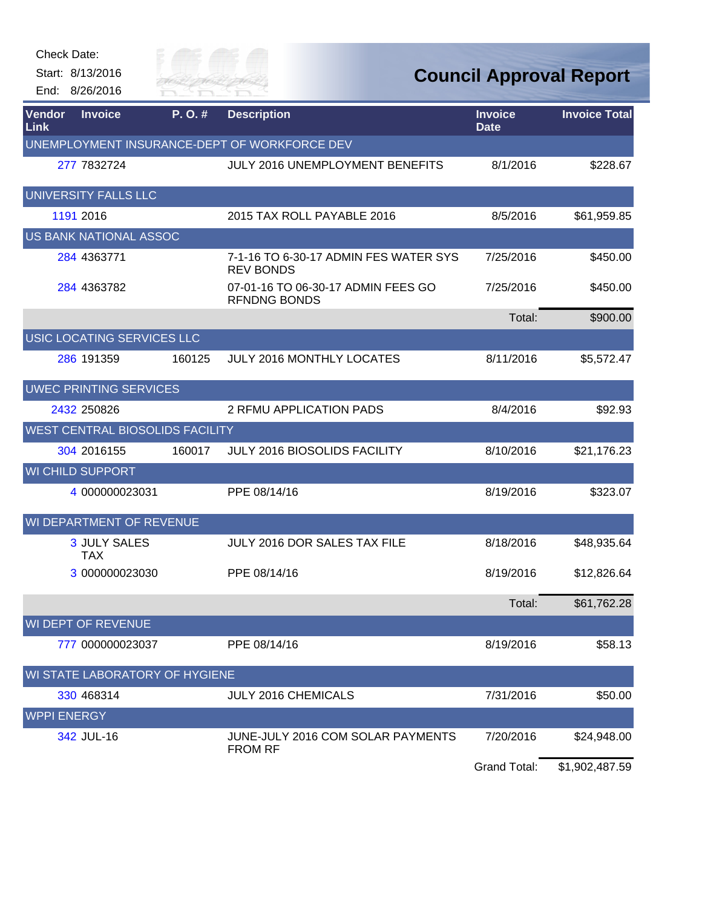Check Date:

Start: 8/13/2016

End: 8/26/2016

# Council Approval Report

| Vendor Link | Invoice | P. O. # | Description | Invoice Date | Invoice Total |
|---|---|---|---|---|---|
| UNEMPLOYMENT INSURANCE-DEPT OF WORKFORCE DEV | | | | | |
| 277 | 7832724 | | JULY 2016 UNEMPLOYMENT BENEFITS | 8/1/2016 | $228.67 |
| UNIVERSITY FALLS LLC | | | | | |
| 1191 | 2016 | | 2015 TAX ROLL PAYABLE 2016 | 8/5/2016 | $61,959.85 |
| US BANK NATIONAL ASSOC | | | | | |
| 284 | 4363771 | | 7-1-16 TO 6-30-17 ADMIN FES WATER SYS REV BONDS | 7/25/2016 | $450.00 |
| 284 | 4363782 | | 07-01-16 TO 06-30-17 ADMIN FEES GO RFNDNG BONDS | 7/25/2016 | $450.00 |
| | | | | Total: | $900.00 |
| USIC LOCATING SERVICES LLC | | | | | |
| 286 | 191359 | 160125 | JULY 2016 MONTHLY LOCATES | 8/11/2016 | $5,572.47 |
| UWEC PRINTING SERVICES | | | | | |
| 2432 | 250826 | | 2 RFMU APPLICATION PADS | 8/4/2016 | $92.93 |
| WEST CENTRAL BIOSOLIDS FACILITY | | | | | |
| 304 | 2016155 | 160017 | JULY 2016 BIOSOLIDS FACILITY | 8/10/2016 | $21,176.23 |
| WI CHILD SUPPORT | | | | | |
| 4 | 000000023031 | | PPE 08/14/16 | 8/19/2016 | $323.07 |
| WI DEPARTMENT OF REVENUE | | | | | |
| 3 | JULY SALES TAX | | JULY 2016 DOR SALES TAX FILE | 8/18/2016 | $48,935.64 |
| 3 | 000000023030 | | PPE 08/14/16 | 8/19/2016 | $12,826.64 |
| | | | | Total: | $61,762.28 |
| WI DEPT OF REVENUE | | | | | |
| 777 | 000000023037 | | PPE 08/14/16 | 8/19/2016 | $58.13 |
| WI STATE LABORATORY OF HYGIENE | | | | | |
| 330 | 468314 | | JULY 2016 CHEMICALS | 7/31/2016 | $50.00 |
| WPPI ENERGY | | | | | |
| 342 | JUL-16 | | JUNE-JULY 2016 COM SOLAR PAYMENTS FROM RF | 7/20/2016 | $24,948.00 |
| | | | | Grand Total: | $1,902,487.59 |